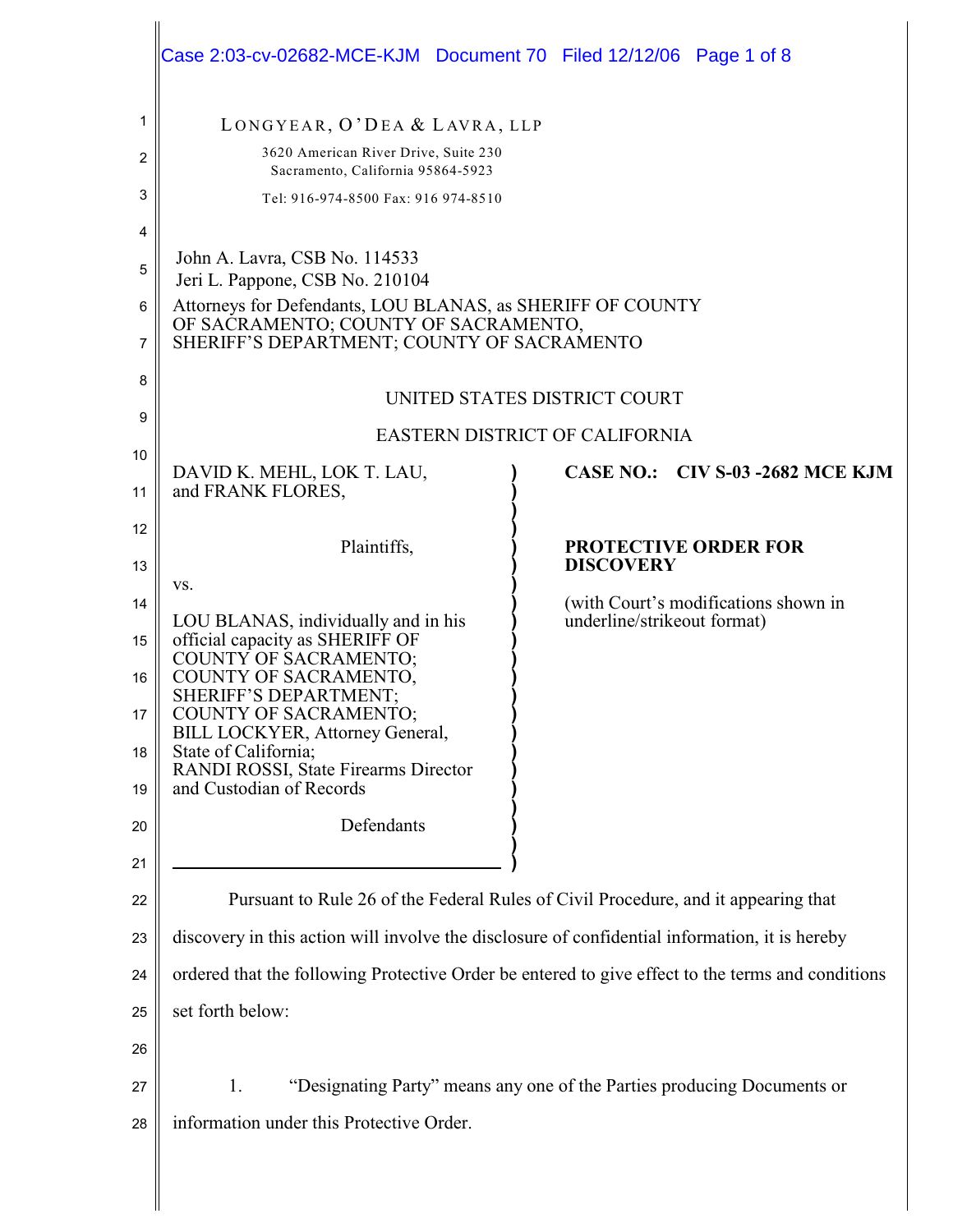LONGYEAR, O'DEA & LAVRA, LLP
3620 American River Drive, Suite 230
Sacramento, California 95864-5923
Tel: 916-974-8500 Fax: 916 974-8510

John A. Lavra, CSB No. 114533
Jeri L. Pappone, CSB No. 210104
Attorneys for Defendants, LOU BLANAS, as SHERIFF OF COUNTY OF SACRAMENTO; COUNTY OF SACRAMENTO, SHERIFF'S DEPARTMENT; COUNTY OF SACRAMENTO

UNITED STATES DISTRICT COURT

EASTERN DISTRICT OF CALIFORNIA

DAVID K. MEHL, LOK T. LAU, and FRANK FLORES,

Plaintiffs,

vs.

LOU BLANAS, individually and in his official capacity as SHERIFF OF COUNTY OF SACRAMENTO; COUNTY OF SACRAMENTO, SHERIFF'S DEPARTMENT; COUNTY OF SACRAMENTO; BILL LOCKYER, Attorney General, State of California; RANDI ROSSI, State Firearms Director and Custodian of Records

Defendants

**CASE NO.: CIV S-03 -2682 MCE KJM**

**PROTECTIVE ORDER FOR DISCOVERY**

(with Court's modifications shown in underline/strikeout format)

Pursuant to Rule 26 of the Federal Rules of Civil Procedure, and it appearing that discovery in this action will involve the disclosure of confidential information, it is hereby ordered that the following Protective Order be entered to give effect to the terms and conditions set forth below:

1. "Designating Party" means any one of the Parties producing Documents or information under this Protective Order.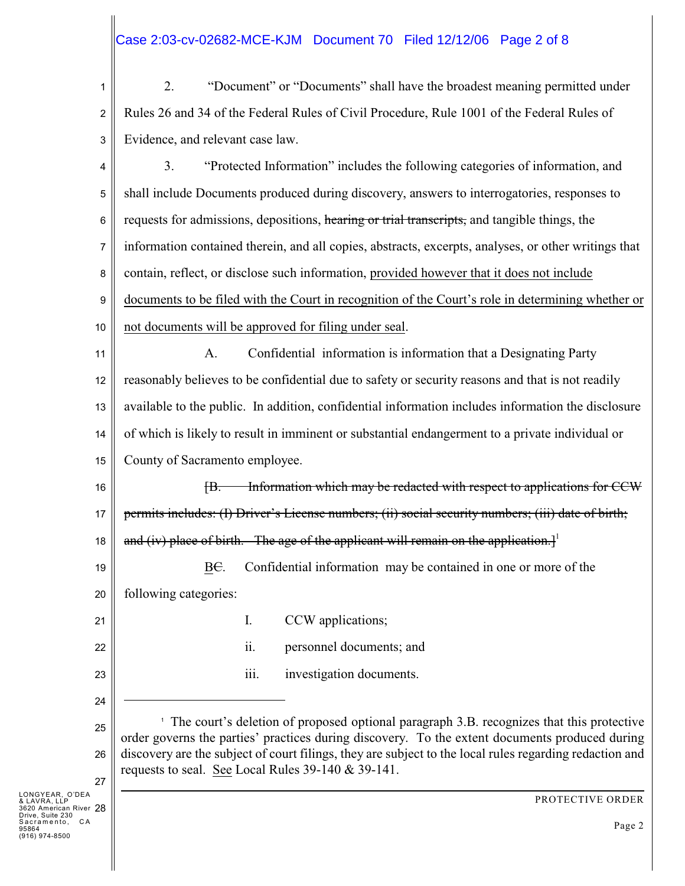2. "Document" or "Documents" shall have the broadest meaning permitted under Rules 26 and 34 of the Federal Rules of Civil Procedure, Rule 1001 of the Federal Rules of Evidence, and relevant case law.

3. "Protected Information" includes the following categories of information, and shall include Documents produced during discovery, answers to interrogatories, responses to requests for admissions, depositions, ~~hearing or trial transcripts,~~ and tangible things, the information contained therein, and all copies, abstracts, excerpts, analyses, or other writings that contain, reflect, or disclose such information, <u>provided however that it does not include documents to be filed with the Court in recognition of the Court's role in determining whether or not documents will be approved for filing under seal</u>.

A. Confidential information is information that a Designating Party reasonably believes to be confidential due to safety or security reasons and that is not readily available to the public. In addition, confidential information includes information the disclosure of which is likely to result in imminent or substantial endangerment to a private individual or County of Sacramento employee.

~~[B. Information which may be redacted with respect to applications for CCW permits includes: (I) Driver's License numbers; (ii) social security numbers; (iii) date of birth; and (iv) place of birth. The age of the applicant will remain on the application.]~~[1]

<u>B</u>~~C~~. Confidential information may be contained in one or more of the following categories:

I. CCW applications;

ii. personnel documents; and

iii. investigation documents.

---

[1] The court's deletion of proposed optional paragraph 3.B. recognizes that this protective order governs the parties' practices during discovery. To the extent documents produced during discovery are the subject of court filings, they are subject to the local rules regarding redaction and requests to seal. <u>See</u> Local Rules 39-140 & 39-141.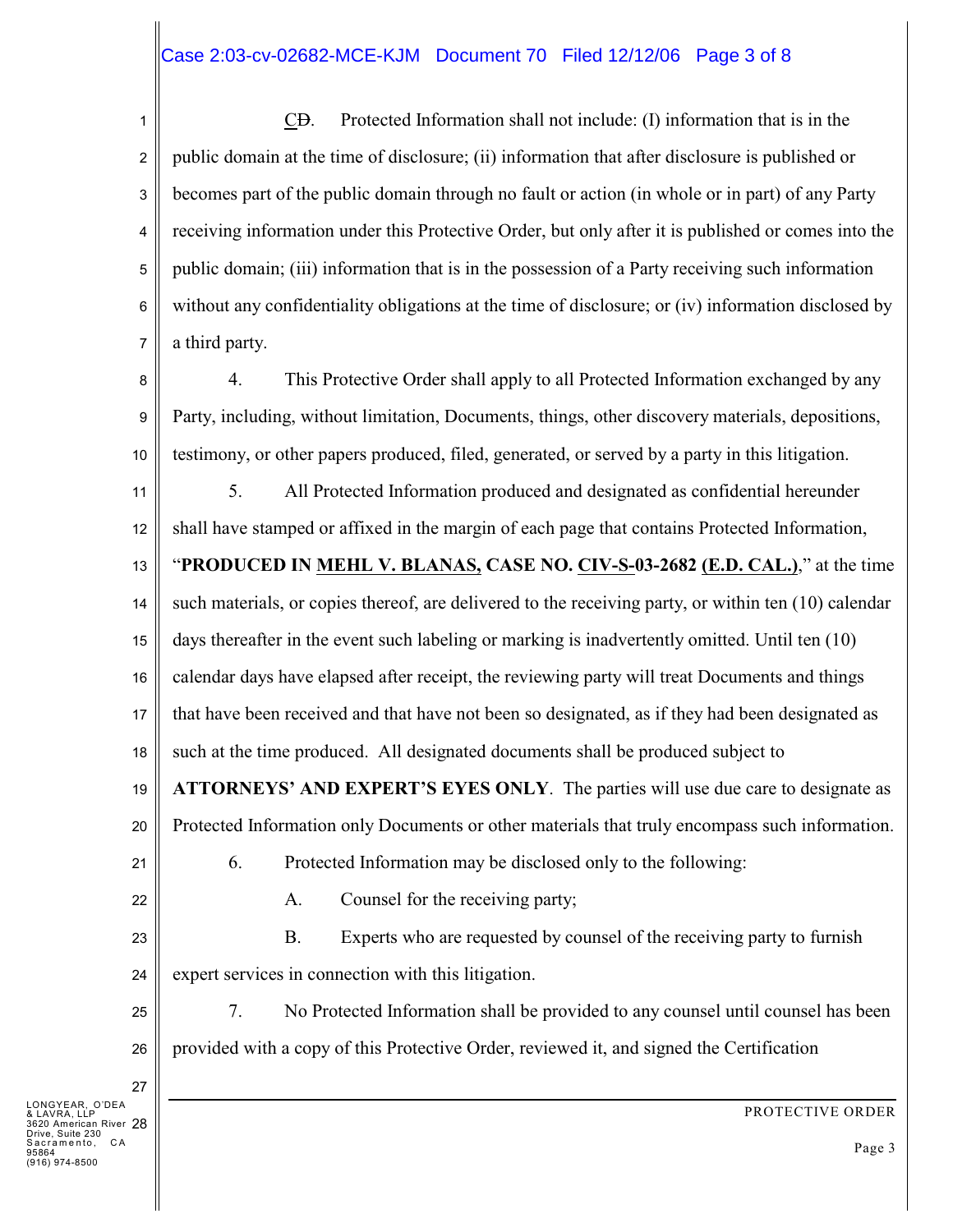C~~D~~. Protected Information shall not include: (I) information that is in the public domain at the time of disclosure; (ii) information that after disclosure is published or becomes part of the public domain through no fault or action (in whole or in part) of any Party receiving information under this Protective Order, but only after it is published or comes into the public domain; (iii) information that is in the possession of a Party receiving such information without any confidentiality obligations at the time of disclosure; or (iv) information disclosed by a third party.

4. This Protective Order shall apply to all Protected Information exchanged by any Party, including, without limitation, Documents, things, other discovery materials, depositions, testimony, or other papers produced, filed, generated, or served by a party in this litigation.

5. All Protected Information produced and designated as confidential hereunder shall have stamped or affixed in the margin of each page that contains Protected Information, "**PRODUCED IN MEHL V. BLANAS, CASE NO. CIV-S-03-2682 (E.D. CAL.)**," at the time such materials, or copies thereof, are delivered to the receiving party, or within ten (10) calendar days thereafter in the event such labeling or marking is inadvertently omitted. Until ten (10) calendar days have elapsed after receipt, the reviewing party will treat Documents and things that have been received and that have not been so designated, as if they had been designated as such at the time produced. All designated documents shall be produced subject to **ATTORNEYS' AND EXPERT'S EYES ONLY**. The parties will use due care to designate as Protected Information only Documents or other materials that truly encompass such information.

6. Protected Information may be disclosed only to the following:

A. Counsel for the receiving party;

B. Experts who are requested by counsel of the receiving party to furnish expert services in connection with this litigation.

7. No Protected Information shall be provided to any counsel until counsel has been provided with a copy of this Protective Order, reviewed it, and signed the Certification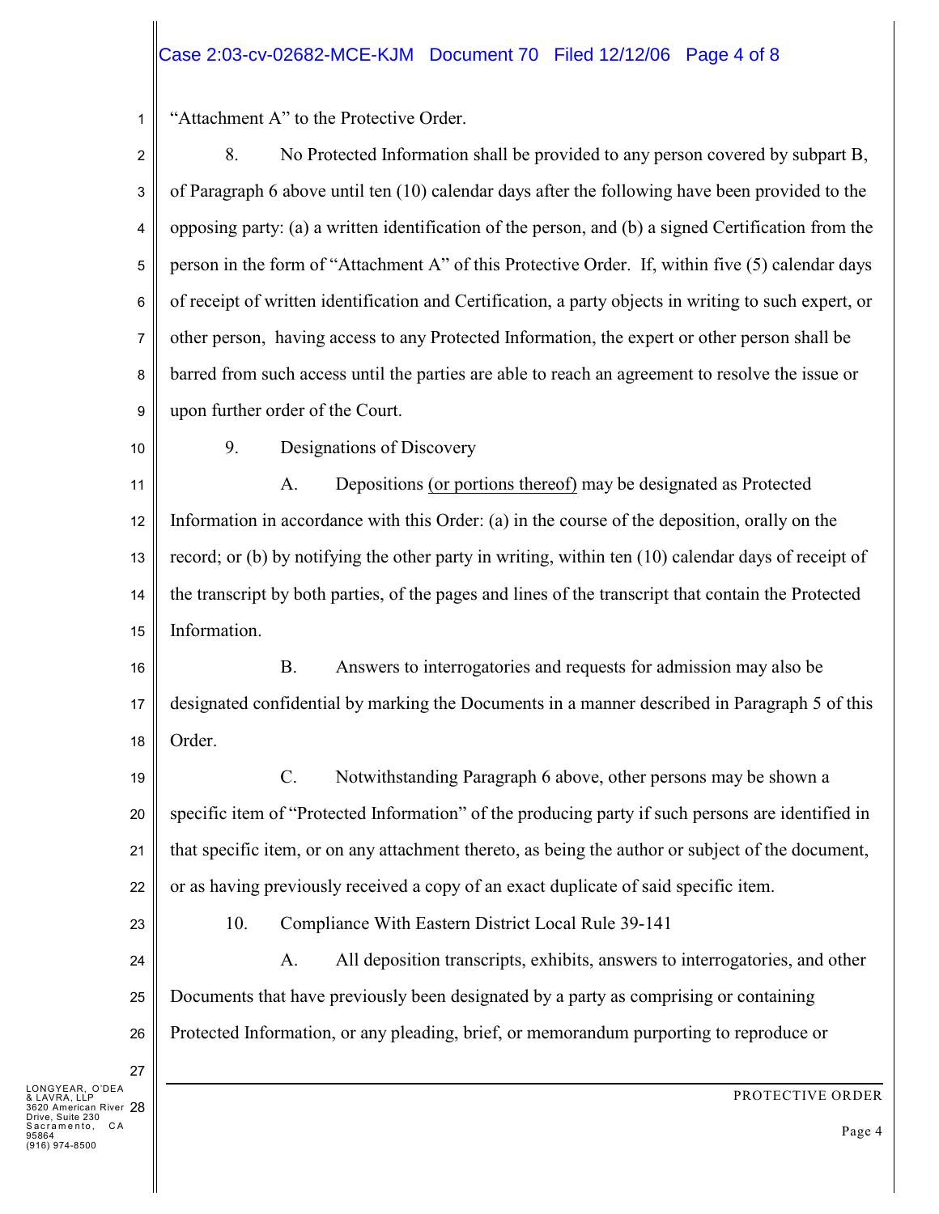"Attachment A" to the Protective Order.

8. No Protected Information shall be provided to any person covered by subpart B, of Paragraph 6 above until ten (10) calendar days after the following have been provided to the opposing party: (a) a written identification of the person, and (b) a signed Certification from the person in the form of "Attachment A" of this Protective Order. If, within five (5) calendar days of receipt of written identification and Certification, a party objects in writing to such expert, or other person, having access to any Protected Information, the expert or other person shall be barred from such access until the parties are able to reach an agreement to resolve the issue or upon further order of the Court.

9. Designations of Discovery

A. Depositions <u>(or portions thereof)</u> may be designated as Protected Information in accordance with this Order: (a) in the course of the deposition, orally on the record; or (b) by notifying the other party in writing, within ten (10) calendar days of receipt of the transcript by both parties, of the pages and lines of the transcript that contain the Protected Information.

B. Answers to interrogatories and requests for admission may also be designated confidential by marking the Documents in a manner described in Paragraph 5 of this Order.

C. Notwithstanding Paragraph 6 above, other persons may be shown a specific item of "Protected Information" of the producing party if such persons are identified in that specific item, or on any attachment thereto, as being the author or subject of the document, or as having previously received a copy of an exact duplicate of said specific item.

10. Compliance With Eastern District Local Rule 39-141

A. All deposition transcripts, exhibits, answers to interrogatories, and other Documents that have previously been designated by a party as comprising or containing Protected Information, or any pleading, brief, or memorandum purporting to reproduce or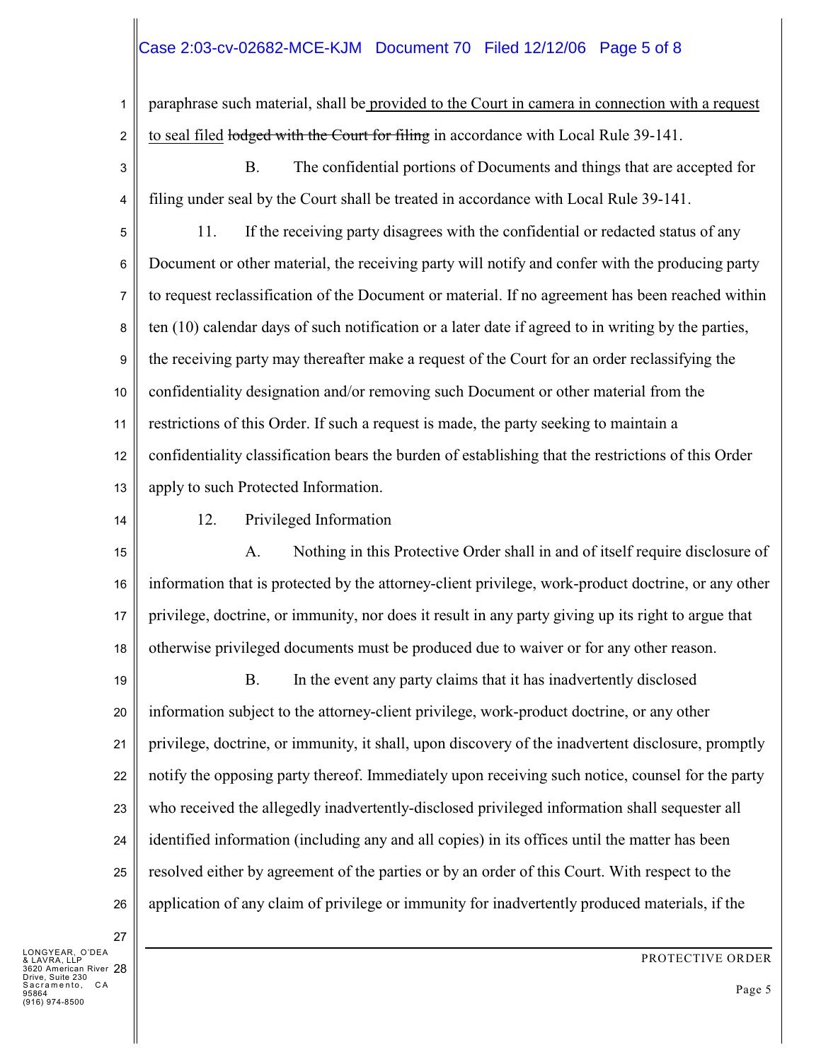paraphrase such material, shall be <u>provided to the Court in camera in connection with a request to seal filed</u> ~~lodged with the Court for filing~~ in accordance with Local Rule 39-141.

B. The confidential portions of Documents and things that are accepted for filing under seal by the Court shall be treated in accordance with Local Rule 39-141.

11. If the receiving party disagrees with the confidential or redacted status of any Document or other material, the receiving party will notify and confer with the producing party to request reclassification of the Document or material. If no agreement has been reached within ten (10) calendar days of such notification or a later date if agreed to in writing by the parties, the receiving party may thereafter make a request of the Court for an order reclassifying the confidentiality designation and/or removing such Document or other material from the restrictions of this Order. If such a request is made, the party seeking to maintain a confidentiality classification bears the burden of establishing that the restrictions of this Order apply to such Protected Information.

12. Privileged Information

A. Nothing in this Protective Order shall in and of itself require disclosure of information that is protected by the attorney-client privilege, work-product doctrine, or any other privilege, doctrine, or immunity, nor does it result in any party giving up its right to argue that otherwise privileged documents must be produced due to waiver or for any other reason.

B. In the event any party claims that it has inadvertently disclosed information subject to the attorney-client privilege, work-product doctrine, or any other privilege, doctrine, or immunity, it shall, upon discovery of the inadvertent disclosure, promptly notify the opposing party thereof. Immediately upon receiving such notice, counsel for the party who received the allegedly inadvertently-disclosed privileged information shall sequester all identified information (including any and all copies) in its offices until the matter has been resolved either by agreement of the parties or by an order of this Court. With respect to the application of any claim of privilege or immunity for inadvertently produced materials, if the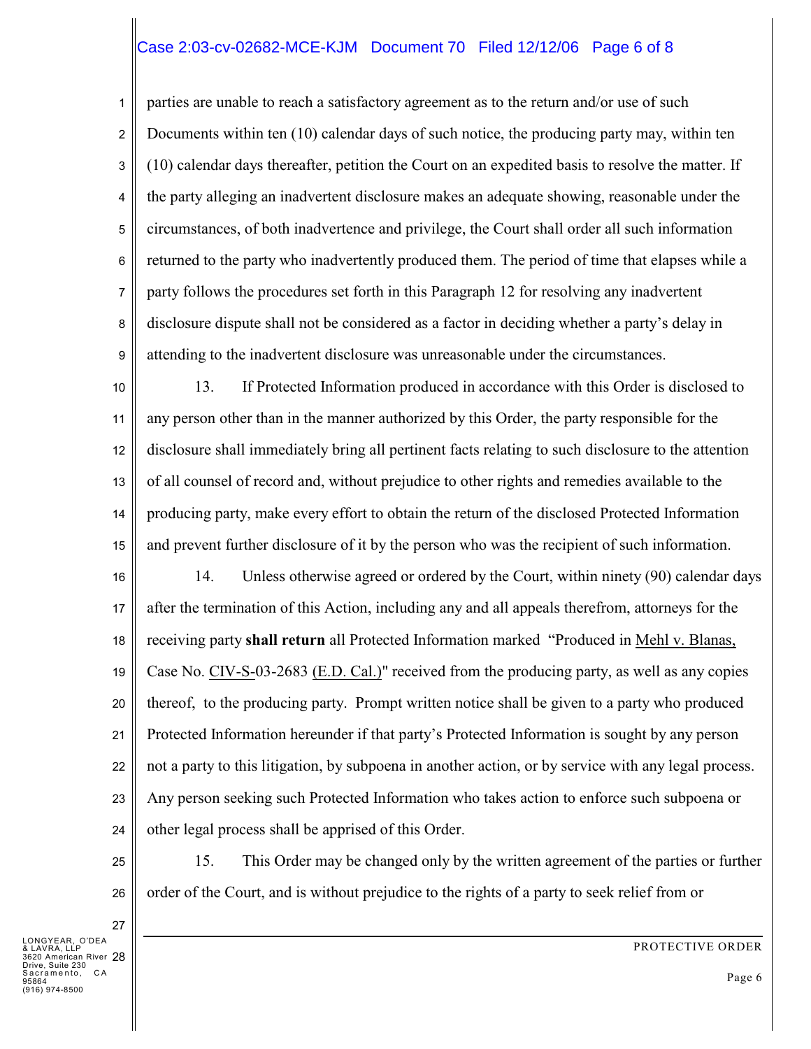parties are unable to reach a satisfactory agreement as to the return and/or use of such Documents within ten (10) calendar days of such notice, the producing party may, within ten (10) calendar days thereafter, petition the Court on an expedited basis to resolve the matter. If the party alleging an inadvertent disclosure makes an adequate showing, reasonable under the circumstances, of both inadvertence and privilege, the Court shall order all such information returned to the party who inadvertently produced them. The period of time that elapses while a party follows the procedures set forth in this Paragraph 12 for resolving any inadvertent disclosure dispute shall not be considered as a factor in deciding whether a party's delay in attending to the inadvertent disclosure was unreasonable under the circumstances.

13. If Protected Information produced in accordance with this Order is disclosed to any person other than in the manner authorized by this Order, the party responsible for the disclosure shall immediately bring all pertinent facts relating to such disclosure to the attention of all counsel of record and, without prejudice to other rights and remedies available to the producing party, make every effort to obtain the return of the disclosed Protected Information and prevent further disclosure of it by the person who was the recipient of such information.

14. Unless otherwise agreed or ordered by the Court, within ninety (90) calendar days after the termination of this Action, including any and all appeals therefrom, attorneys for the receiving party **shall return** all Protected Information marked "Produced in Mehl v. Blanas, Case No. CIV-S-03-2683 (E.D. Cal.)" received from the producing party, as well as any copies thereof, to the producing party. Prompt written notice shall be given to a party who produced Protected Information hereunder if that party's Protected Information is sought by any person not a party to this litigation, by subpoena in another action, or by service with any legal process. Any person seeking such Protected Information who takes action to enforce such subpoena or other legal process shall be apprised of this Order.

15. This Order may be changed only by the written agreement of the parties or further order of the Court, and is without prejudice to the rights of a party to seek relief from or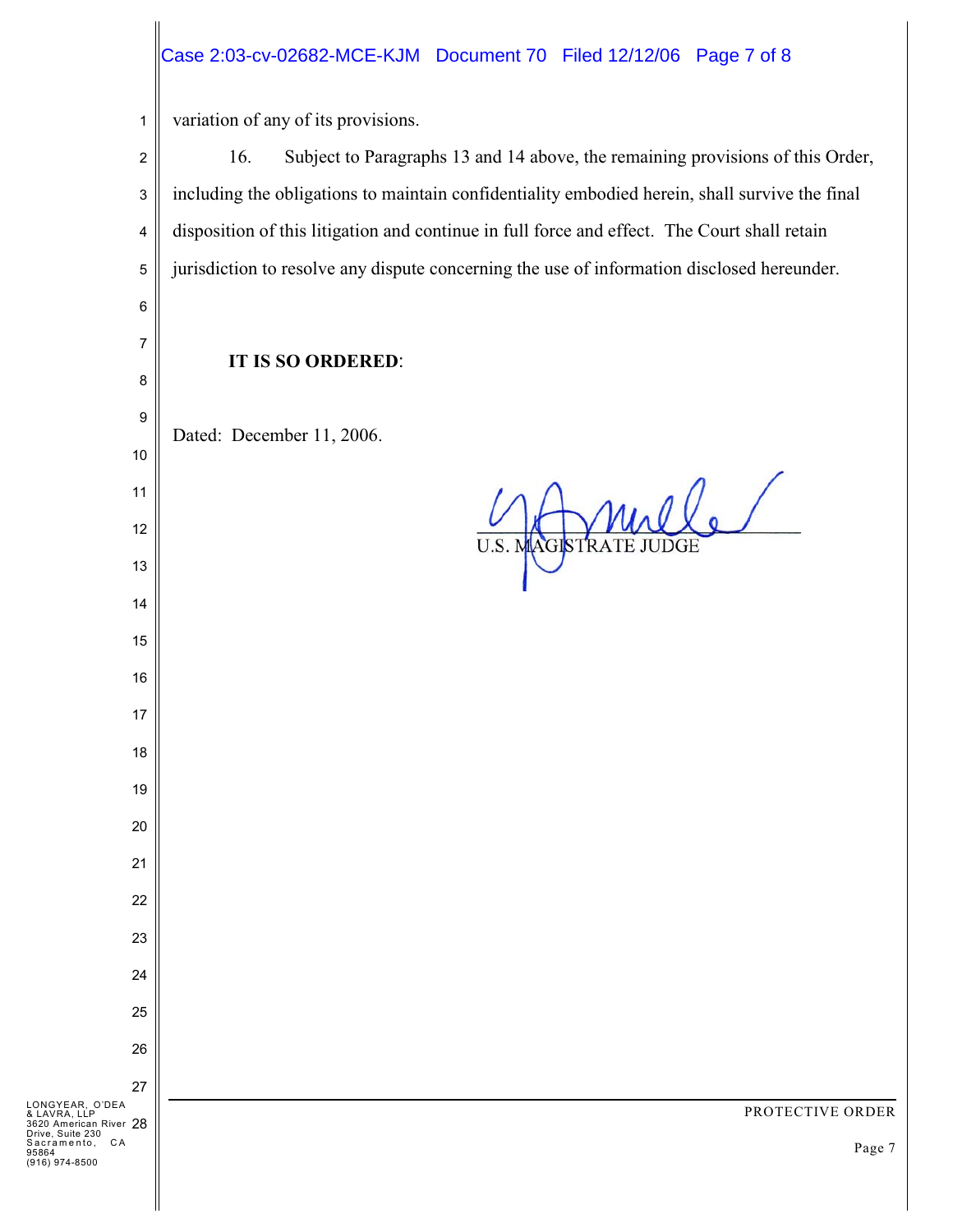variation of any of its provisions.

16. Subject to Paragraphs 13 and 14 above, the remaining provisions of this Order, including the obligations to maintain confidentiality embodied herein, shall survive the final disposition of this litigation and continue in full force and effect. The Court shall retain jurisdiction to resolve any dispute concerning the use of information disclosed hereunder.

**IT IS SO ORDERED**:

Dated: December 11, 2006.

U.S. MAGISTRATE JUDGE

LONGYEAR, O'DEA & LAVRA, LLP
3620 American River Drive, Suite 230
Sacramento, CA 95864
(916) 974-8500

PROTECTIVE ORDER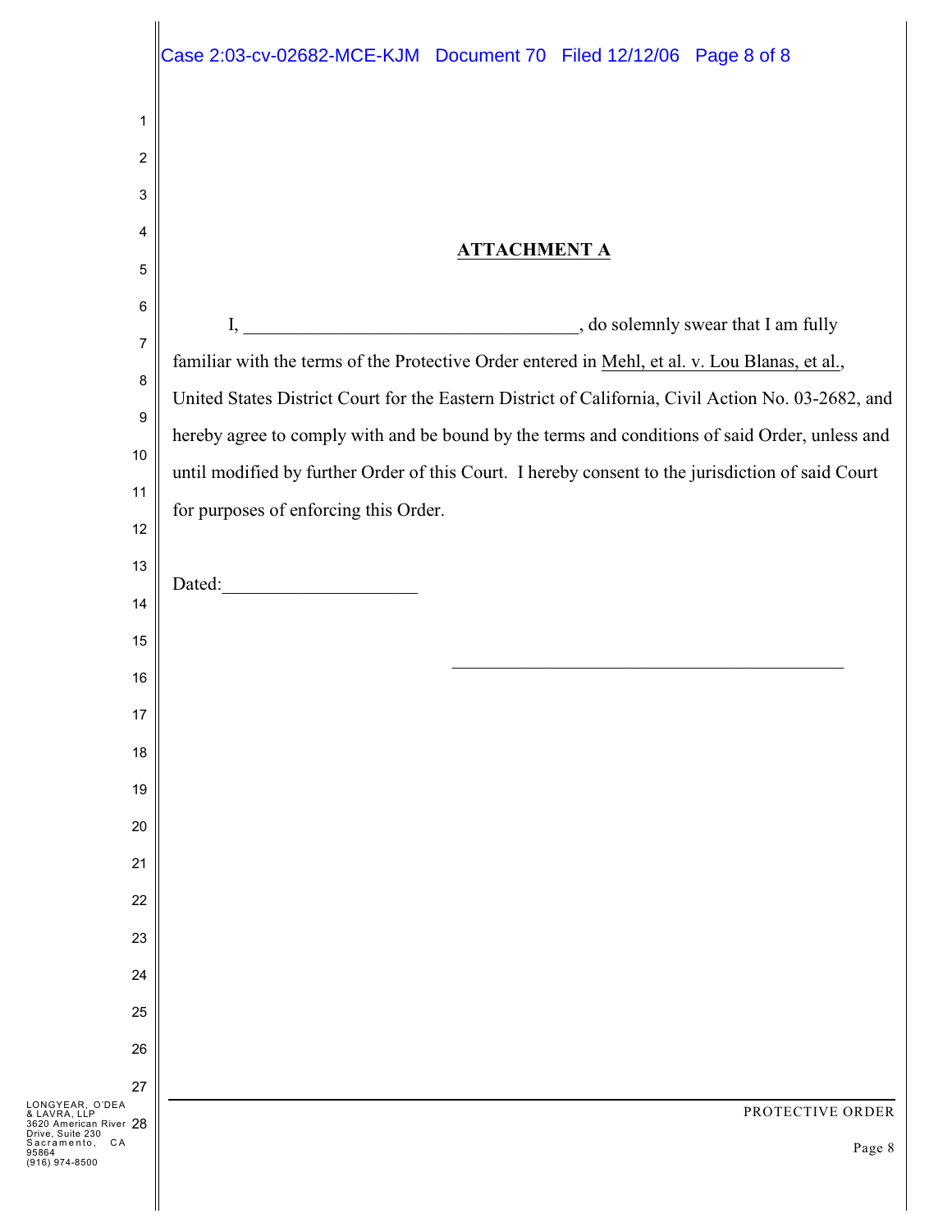## ATTACHMENT A

I, ___________________________________, do solemnly swear that I am fully familiar with the terms of the Protective Order entered in Mehl, et al. v. Lou Blanas, et al., United States District Court for the Eastern District of California, Civil Action No. 03-2682, and hereby agree to comply with and be bound by the terms and conditions of said Order, unless and until modified by further Order of this Court. I hereby consent to the jurisdiction of said Court for purposes of enforcing this Order.

Dated:____________________

_________________________________________